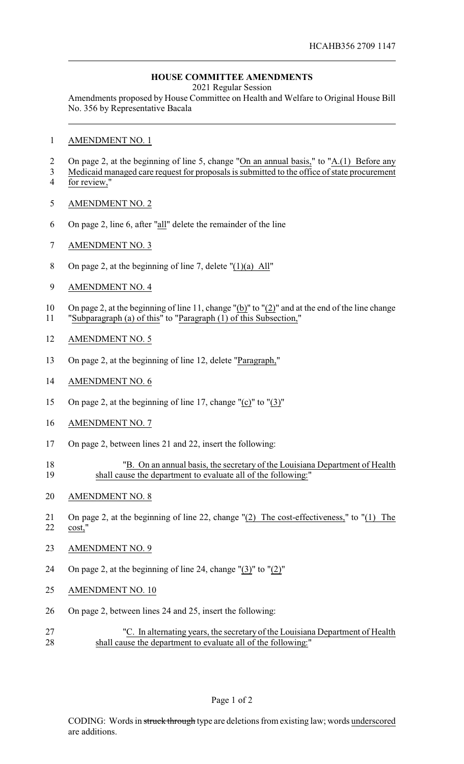HCAHB356 2709 1147

# HOUSE COMMITTEE AMENDMENTS

2021 Regular Session

Amendments proposed by House Committee on Health and Welfare to Original House Bill No. 356 by Representative Bacala

AMENDMENT NO. 1

On page 2, at the beginning of line 5, change "On an annual basis," to "A.(1) Before any Medicaid managed care request for proposals is submitted to the office of state procurement for review,"

AMENDMENT NO. 2

On page 2, line 6, after "all" delete the remainder of the line

AMENDMENT NO. 3

On page 2, at the beginning of line 7, delete "(1)(a) All"

AMENDMENT NO. 4

On page 2, at the beginning of line 11, change "(b)" to "(2)" and at the end of the line change "Subparagraph (a) of this" to "Paragraph (1) of this Subsection,"

AMENDMENT NO. 5

On page 2, at the beginning of line 12, delete "Paragraph,"

AMENDMENT NO. 6

On page 2, at the beginning of line 17, change "(c)" to "(3)"

AMENDMENT NO. 7

On page 2, between lines 21 and 22, insert the following:

"B. On an annual basis, the secretary of the Louisiana Department of Health shall cause the department to evaluate all of the following:"

AMENDMENT NO. 8

On page 2, at the beginning of line 22, change "(2) The cost-effectiveness," to "(1) The cost,"

AMENDMENT NO. 9

On page 2, at the beginning of line 24, change "(3)" to "(2)"

AMENDMENT NO. 10

On page 2, between lines 24 and 25, insert the following:

"C. In alternating years, the secretary of the Louisiana Department of Health shall cause the department to evaluate all of the following:"

CODING: Words in struck through type are deletions from existing law; words underscored are additions.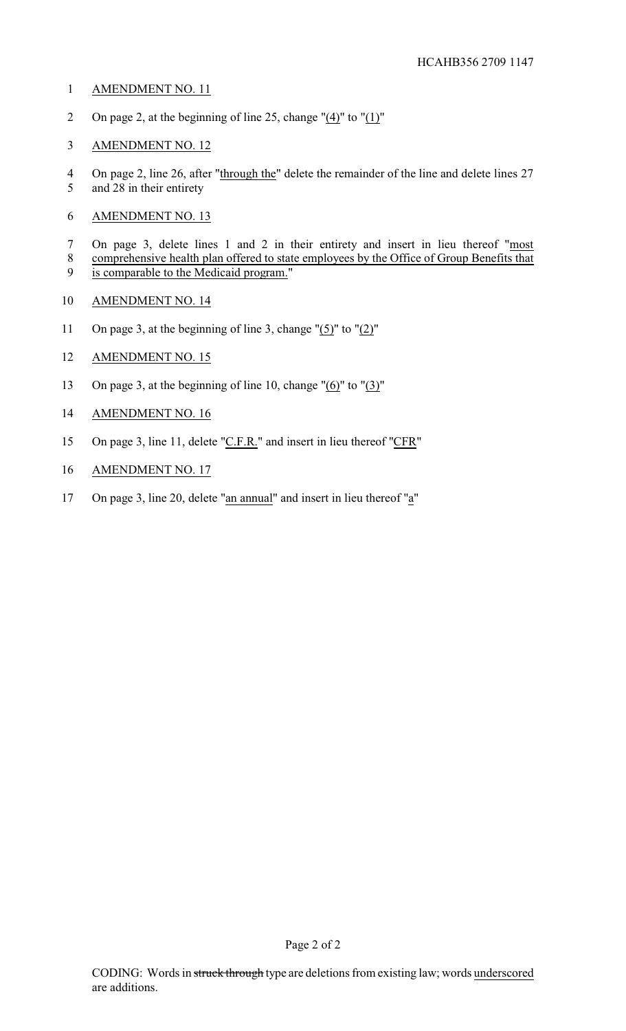AMENDMENT NO. 11

On page 2, at the beginning of line 25, change "(4)" to "(1)"

AMENDMENT NO. 12

On page 2, line 26, after "through the" delete the remainder of the line and delete lines 27 and 28 in their entirety

AMENDMENT NO. 13

On page 3, delete lines 1 and 2 in their entirety and insert in lieu thereof "most comprehensive health plan offered to state employees by the Office of Group Benefits that is comparable to the Medicaid program."

AMENDMENT NO. 14

On page 3, at the beginning of line 3, change "(5)" to "(2)"

AMENDMENT NO. 15

On page 3, at the beginning of line 10, change "(6)" to "(3)"

AMENDMENT NO. 16

On page 3, line 11, delete "C.F.R." and insert in lieu thereof "CFR"

AMENDMENT NO. 17

On page 3, line 20, delete "an annual" and insert in lieu thereof "a"

CODING: Words in ~~struck through~~ type are deletions from existing law; words underscored are additions.